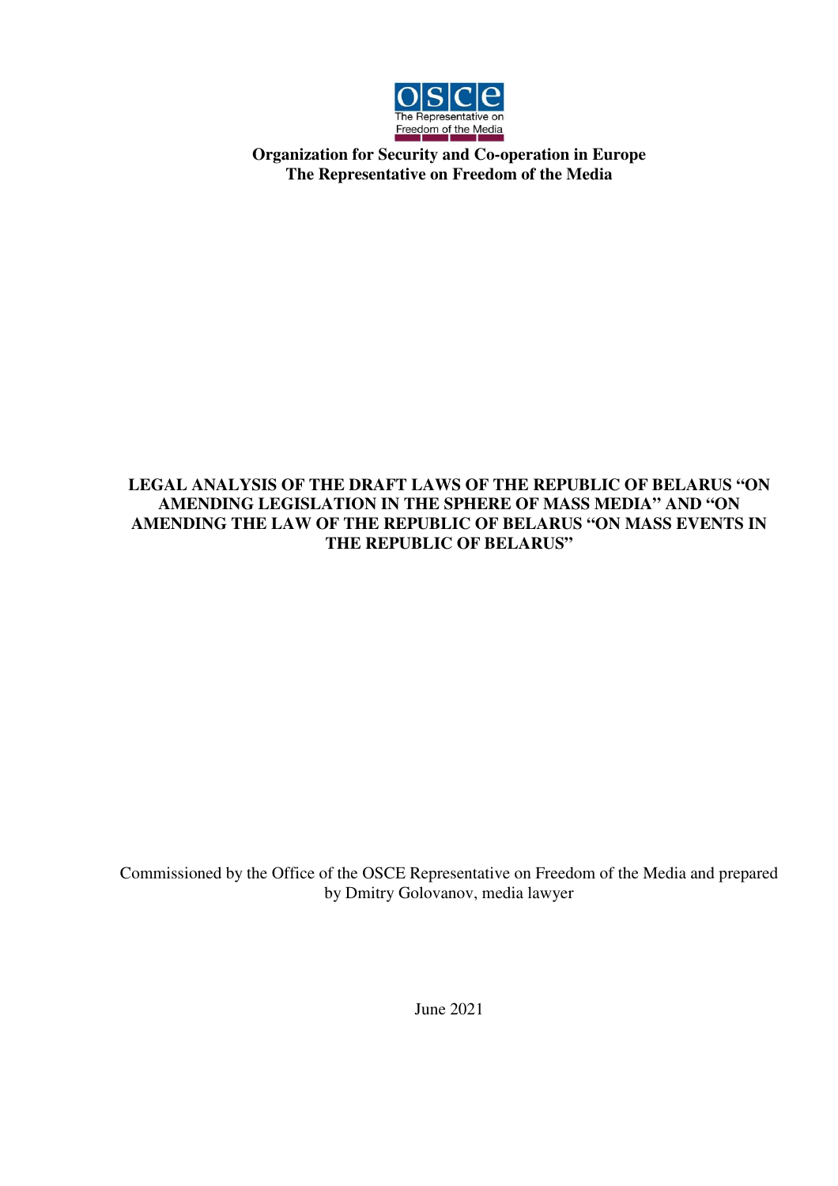**Organization for Security and Co-operation in Europe**
**The Representative on Freedom of the Media**

# LEGAL ANALYSIS OF THE DRAFT LAWS OF THE REPUBLIC OF BELARUS "ON AMENDING LEGISLATION IN THE SPHERE OF MASS MEDIA" AND "ON AMENDING THE LAW OF THE REPUBLIC OF BELARUS "ON MASS EVENTS IN THE REPUBLIC OF BELARUS"

Commissioned by the Office of the OSCE Representative on Freedom of the Media and prepared by Dmitry Golovanov, media lawyer

June 2021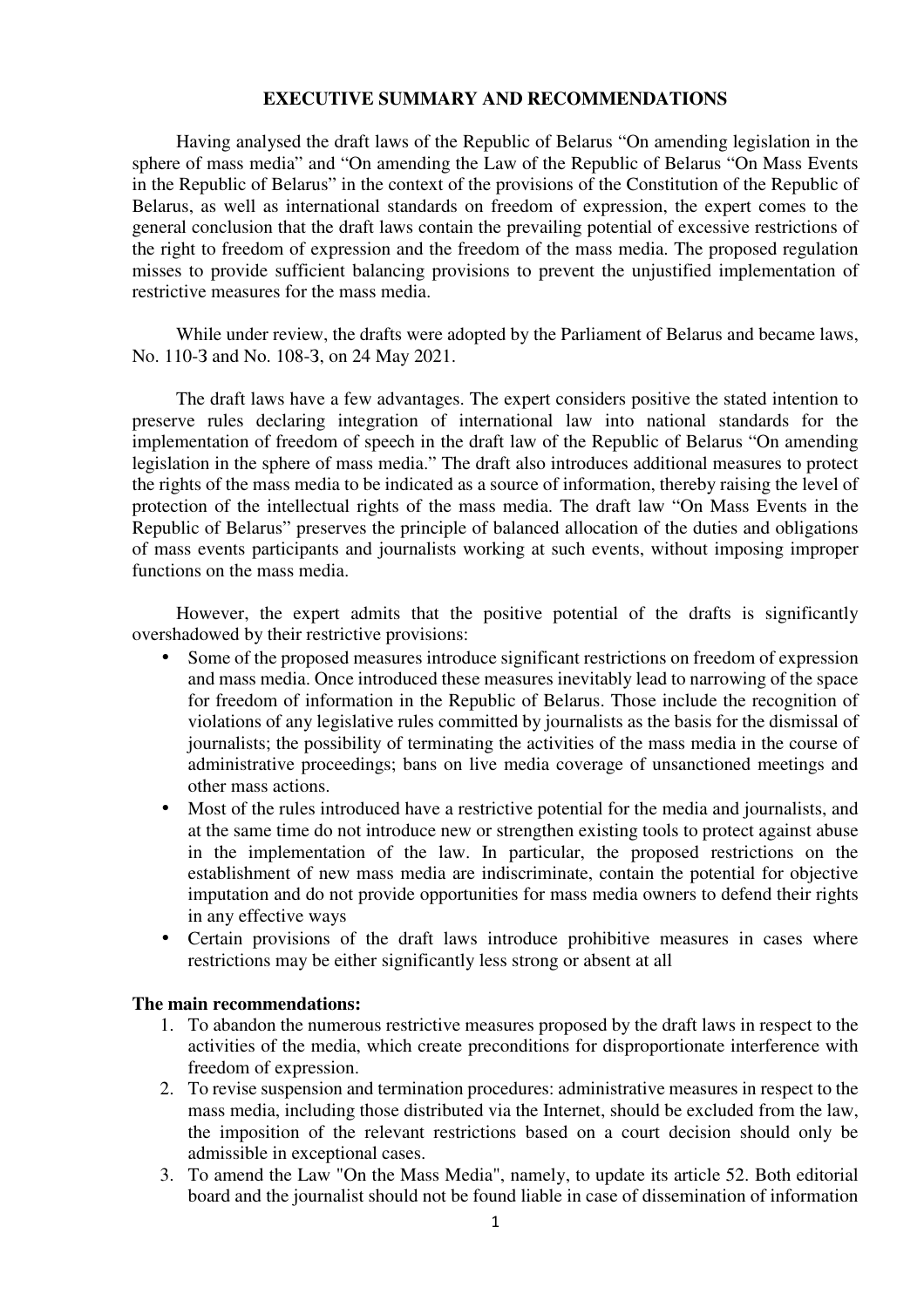## EXECUTIVE SUMMARY AND RECOMMENDATIONS

Having analysed the draft laws of the Republic of Belarus "On amending legislation in the sphere of mass media" and "On amending the Law of the Republic of Belarus "On Mass Events in the Republic of Belarus" in the context of the provisions of the Constitution of the Republic of Belarus, as well as international standards on freedom of expression, the expert comes to the general conclusion that the draft laws contain the prevailing potential of excessive restrictions of the right to freedom of expression and the freedom of the mass media. The proposed regulation misses to provide sufficient balancing provisions to prevent the unjustified implementation of restrictive measures for the mass media.

While under review, the drafts were adopted by the Parliament of Belarus and became laws, No. 110-З and No. 108-З, on 24 May 2021.

The draft laws have a few advantages. The expert considers positive the stated intention to preserve rules declaring integration of international law into national standards for the implementation of freedom of speech in the draft law of the Republic of Belarus "On amending legislation in the sphere of mass media." The draft also introduces additional measures to protect the rights of the mass media to be indicated as a source of information, thereby raising the level of protection of the intellectual rights of the mass media. The draft law "On Mass Events in the Republic of Belarus" preserves the principle of balanced allocation of the duties and obligations of mass events participants and journalists working at such events, without imposing improper functions on the mass media.

However, the expert admits that the positive potential of the drafts is significantly overshadowed by their restrictive provisions:

- Some of the proposed measures introduce significant restrictions on freedom of expression and mass media. Once introduced these measures inevitably lead to narrowing of the space for freedom of information in the Republic of Belarus. Those include the recognition of violations of any legislative rules committed by journalists as the basis for the dismissal of journalists; the possibility of terminating the activities of the mass media in the course of administrative proceedings; bans on live media coverage of unsanctioned meetings and other mass actions.
- Most of the rules introduced have a restrictive potential for the media and journalists, and at the same time do not introduce new or strengthen existing tools to protect against abuse in the implementation of the law. In particular, the proposed restrictions on the establishment of new mass media are indiscriminate, contain the potential for objective imputation and do not provide opportunities for mass media owners to defend their rights in any effective ways
- Certain provisions of the draft laws introduce prohibitive measures in cases where restrictions may be either significantly less strong or absent at all

**The main recommendations:**

1. To abandon the numerous restrictive measures proposed by the draft laws in respect to the activities of the media, which create preconditions for disproportionate interference with freedom of expression.
2. To revise suspension and termination procedures: administrative measures in respect to the mass media, including those distributed via the Internet, should be excluded from the law, the imposition of the relevant restrictions based on a court decision should only be admissible in exceptional cases.
3. To amend the Law "On the Mass Media", namely, to update its article 52. Both editorial board and the journalist should not be found liable in case of dissemination of information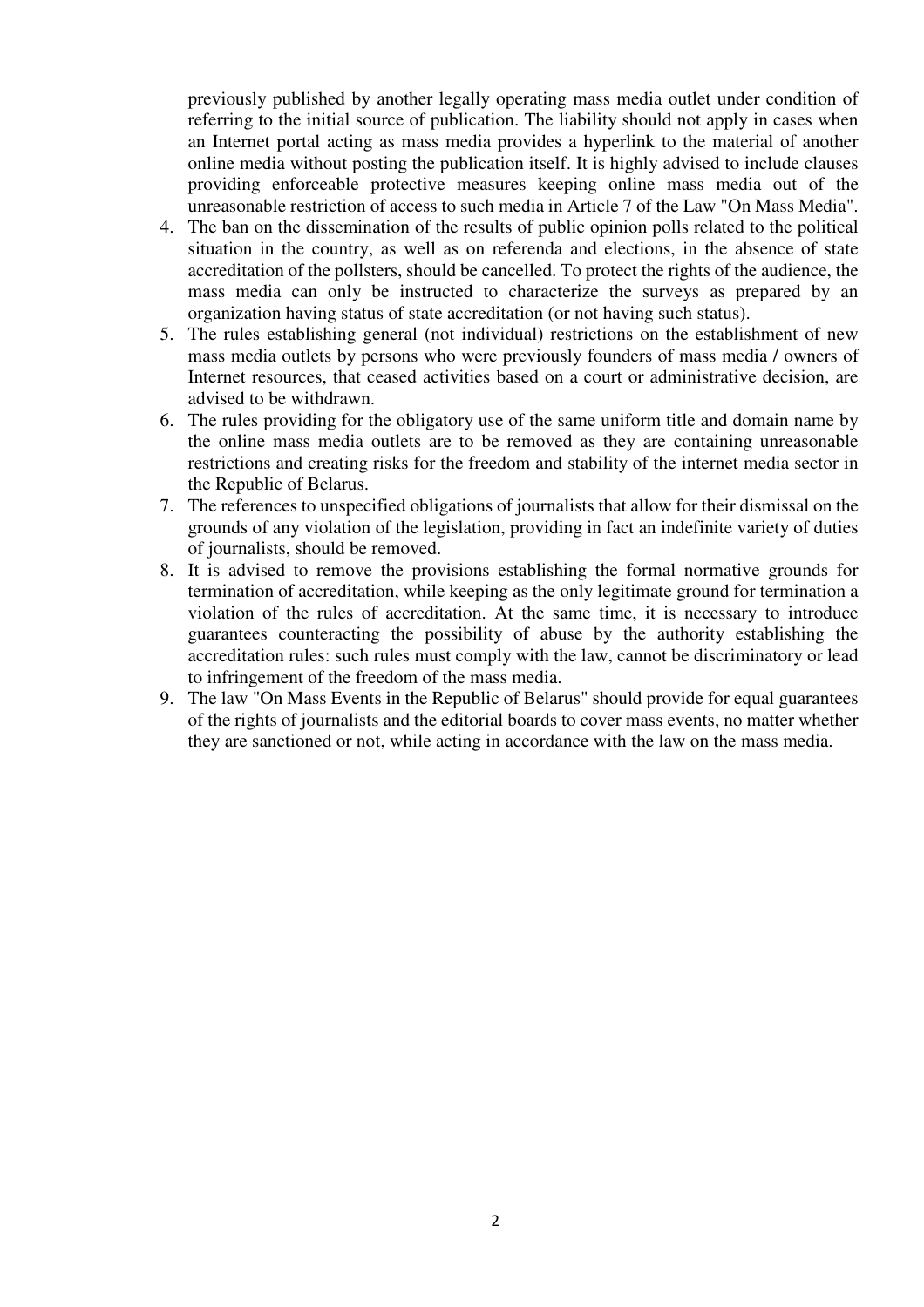previously published by another legally operating mass media outlet under condition of referring to the initial source of publication. The liability should not apply in cases when an Internet portal acting as mass media provides a hyperlink to the material of another online media without posting the publication itself. It is highly advised to include clauses providing enforceable protective measures keeping online mass media out of the unreasonable restriction of access to such media in Article 7 of the Law "On Mass Media".

4. The ban on the dissemination of the results of public opinion polls related to the political situation in the country, as well as on referenda and elections, in the absence of state accreditation of the pollsters, should be cancelled. To protect the rights of the audience, the mass media can only be instructed to characterize the surveys as prepared by an organization having status of state accreditation (or not having such status).
5. The rules establishing general (not individual) restrictions on the establishment of new mass media outlets by persons who were previously founders of mass media / owners of Internet resources, that ceased activities based on a court or administrative decision, are advised to be withdrawn.
6. The rules providing for the obligatory use of the same uniform title and domain name by the online mass media outlets are to be removed as they are containing unreasonable restrictions and creating risks for the freedom and stability of the internet media sector in the Republic of Belarus.
7. The references to unspecified obligations of journalists that allow for their dismissal on the grounds of any violation of the legislation, providing in fact an indefinite variety of duties of journalists, should be removed.
8. It is advised to remove the provisions establishing the formal normative grounds for termination of accreditation, while keeping as the only legitimate ground for termination a violation of the rules of accreditation. At the same time, it is necessary to introduce guarantees counteracting the possibility of abuse by the authority establishing the accreditation rules: such rules must comply with the law, cannot be discriminatory or lead to infringement of the freedom of the mass media.
9. The law "On Mass Events in the Republic of Belarus" should provide for equal guarantees of the rights of journalists and the editorial boards to cover mass events, no matter whether they are sanctioned or not, while acting in accordance with the law on the mass media.